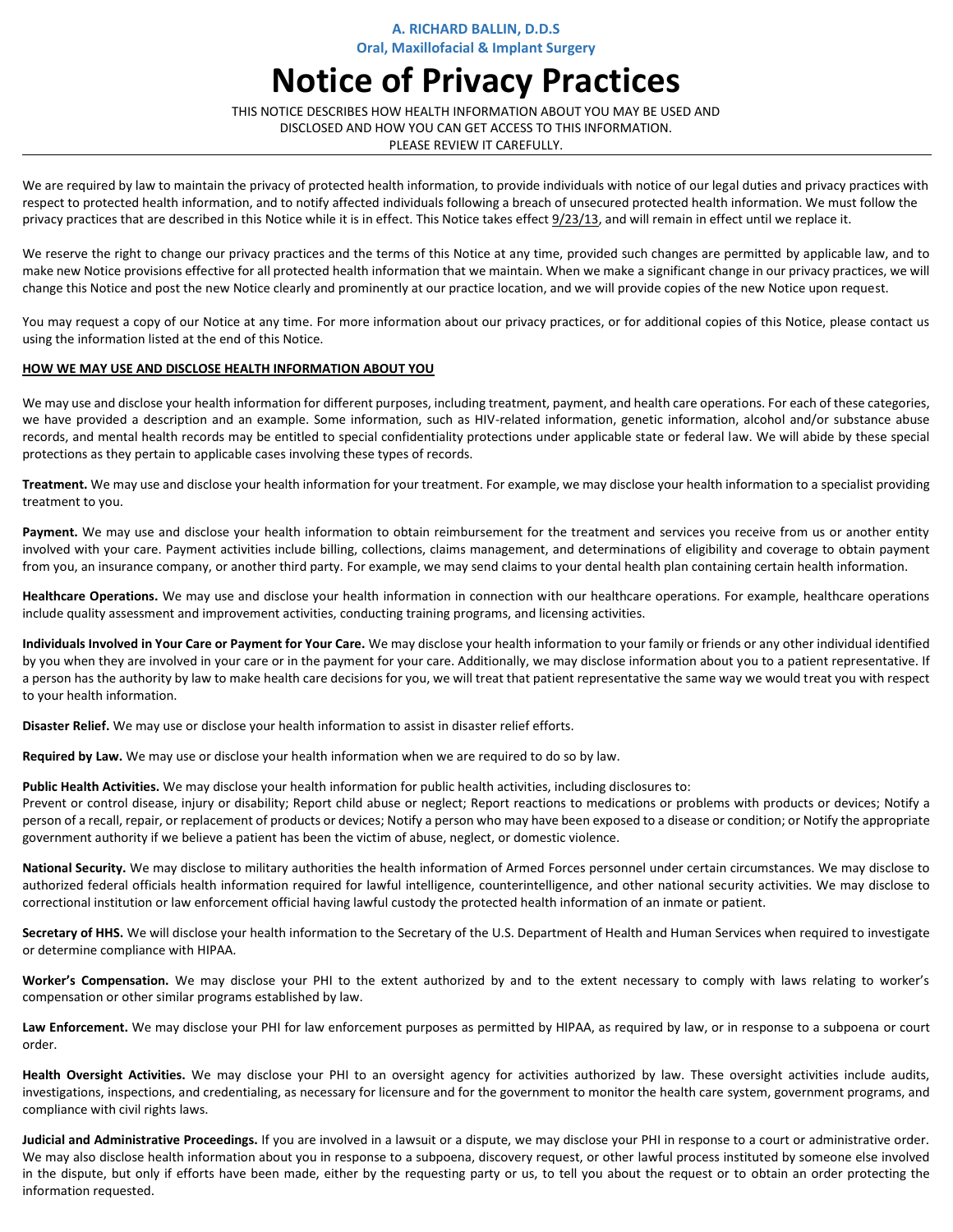**A. RICHARD BALLIN, D.D.S**
**Oral, Maxillofacial & Implant Surgery**

# Notice of Privacy Practices

THIS NOTICE DESCRIBES HOW HEALTH INFORMATION ABOUT YOU MAY BE USED AND DISCLOSED AND HOW YOU CAN GET ACCESS TO THIS INFORMATION. PLEASE REVIEW IT CAREFULLY.

---

We are required by law to maintain the privacy of protected health information, to provide individuals with notice of our legal duties and privacy practices with respect to protected health information, and to notify affected individuals following a breach of unsecured protected health information. We must follow the privacy practices that are described in this Notice while it is in effect. This Notice takes effect 9/23/13, and will remain in effect until we replace it.

We reserve the right to change our privacy practices and the terms of this Notice at any time, provided such changes are permitted by applicable law, and to make new Notice provisions effective for all protected health information that we maintain. When we make a significant change in our privacy practices, we will change this Notice and post the new Notice clearly and prominently at our practice location, and we will provide copies of the new Notice upon request.

You may request a copy of our Notice at any time. For more information about our privacy practices, or for additional copies of this Notice, please contact us using the information listed at the end of this Notice.

## HOW WE MAY USE AND DISCLOSE HEALTH INFORMATION ABOUT YOU

We may use and disclose your health information for different purposes, including treatment, payment, and health care operations. For each of these categories, we have provided a description and an example. Some information, such as HIV-related information, genetic information, alcohol and/or substance abuse records, and mental health records may be entitled to special confidentiality protections under applicable state or federal law. We will abide by these special protections as they pertain to applicable cases involving these types of records.

**Treatment.** We may use and disclose your health information for your treatment. For example, we may disclose your health information to a specialist providing treatment to you.

**Payment.** We may use and disclose your health information to obtain reimbursement for the treatment and services you receive from us or another entity involved with your care. Payment activities include billing, collections, claims management, and determinations of eligibility and coverage to obtain payment from you, an insurance company, or another third party. For example, we may send claims to your dental health plan containing certain health information.

**Healthcare Operations.** We may use and disclose your health information in connection with our healthcare operations. For example, healthcare operations include quality assessment and improvement activities, conducting training programs, and licensing activities.

**Individuals Involved in Your Care or Payment for Your Care.** We may disclose your health information to your family or friends or any other individual identified by you when they are involved in your care or in the payment for your care. Additionally, we may disclose information about you to a patient representative. If a person has the authority by law to make health care decisions for you, we will treat that patient representative the same way we would treat you with respect to your health information.

**Disaster Relief.** We may use or disclose your health information to assist in disaster relief efforts.

**Required by Law.** We may use or disclose your health information when we are required to do so by law.

**Public Health Activities.** We may disclose your health information for public health activities, including disclosures to:
Prevent or control disease, injury or disability; Report child abuse or neglect; Report reactions to medications or problems with products or devices; Notify a person of a recall, repair, or replacement of products or devices; Notify a person who may have been exposed to a disease or condition; or Notify the appropriate government authority if we believe a patient has been the victim of abuse, neglect, or domestic violence.

**National Security.** We may disclose to military authorities the health information of Armed Forces personnel under certain circumstances. We may disclose to authorized federal officials health information required for lawful intelligence, counterintelligence, and other national security activities. We may disclose to correctional institution or law enforcement official having lawful custody the protected health information of an inmate or patient.

**Secretary of HHS.** We will disclose your health information to the Secretary of the U.S. Department of Health and Human Services when required to investigate or determine compliance with HIPAA.

**Worker's Compensation.** We may disclose your PHI to the extent authorized by and to the extent necessary to comply with laws relating to worker's compensation or other similar programs established by law.

**Law Enforcement.** We may disclose your PHI for law enforcement purposes as permitted by HIPAA, as required by law, or in response to a subpoena or court order.

**Health Oversight Activities.** We may disclose your PHI to an oversight agency for activities authorized by law. These oversight activities include audits, investigations, inspections, and credentialing, as necessary for licensure and for the government to monitor the health care system, government programs, and compliance with civil rights laws.

**Judicial and Administrative Proceedings.** If you are involved in a lawsuit or a dispute, we may disclose your PHI in response to a court or administrative order. We may also disclose health information about you in response to a subpoena, discovery request, or other lawful process instituted by someone else involved in the dispute, but only if efforts have been made, either by the requesting party or us, to tell you about the request or to obtain an order protecting the information requested.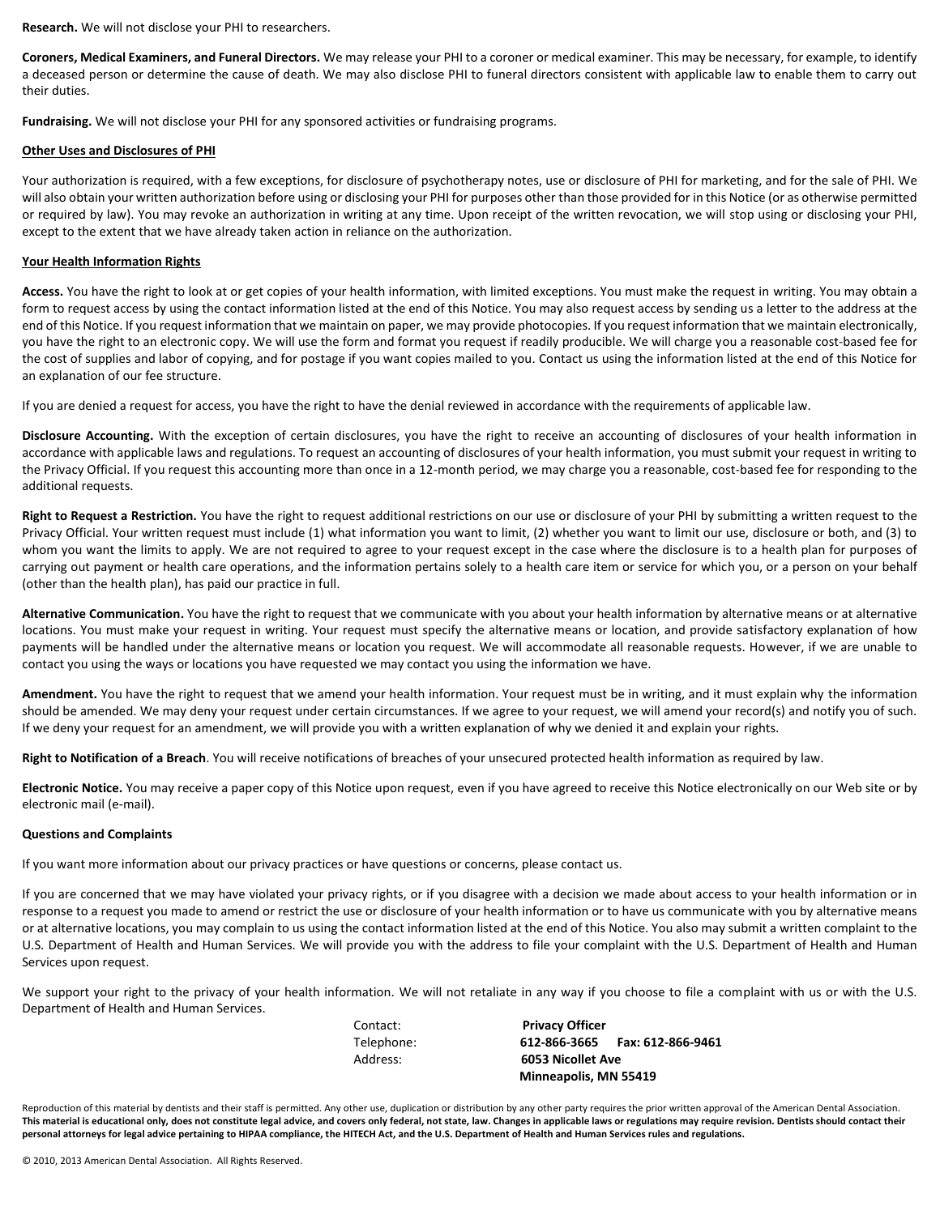**Research.** We will not disclose your PHI to researchers.

**Coroners, Medical Examiners, and Funeral Directors.** We may release your PHI to a coroner or medical examiner. This may be necessary, for example, to identify a deceased person or determine the cause of death. We may also disclose PHI to funeral directors consistent with applicable law to enable them to carry out their duties.

**Fundraising.** We will not disclose your PHI for any sponsored activities or fundraising programs.

**Other Uses and Disclosures of PHI**

Your authorization is required, with a few exceptions, for disclosure of psychotherapy notes, use or disclosure of PHI for marketing, and for the sale of PHI. We will also obtain your written authorization before using or disclosing your PHI for purposes other than those provided for in this Notice (or as otherwise permitted or required by law). You may revoke an authorization in writing at any time. Upon receipt of the written revocation, we will stop using or disclosing your PHI, except to the extent that we have already taken action in reliance on the authorization.

**Your Health Information Rights**

**Access.** You have the right to look at or get copies of your health information, with limited exceptions. You must make the request in writing. You may obtain a form to request access by using the contact information listed at the end of this Notice. You may also request access by sending us a letter to the address at the end of this Notice. If you request information that we maintain on paper, we may provide photocopies. If you request information that we maintain electronically, you have the right to an electronic copy. We will use the form and format you request if readily producible. We will charge you a reasonable cost-based fee for the cost of supplies and labor of copying, and for postage if you want copies mailed to you. Contact us using the information listed at the end of this Notice for an explanation of our fee structure.

If you are denied a request for access, you have the right to have the denial reviewed in accordance with the requirements of applicable law.

**Disclosure Accounting.** With the exception of certain disclosures, you have the right to receive an accounting of disclosures of your health information in accordance with applicable laws and regulations. To request an accounting of disclosures of your health information, you must submit your request in writing to the Privacy Official. If you request this accounting more than once in a 12-month period, we may charge you a reasonable, cost-based fee for responding to the additional requests.

**Right to Request a Restriction.** You have the right to request additional restrictions on our use or disclosure of your PHI by submitting a written request to the Privacy Official. Your written request must include (1) what information you want to limit, (2) whether you want to limit our use, disclosure or both, and (3) to whom you want the limits to apply. We are not required to agree to your request except in the case where the disclosure is to a health plan for purposes of carrying out payment or health care operations, and the information pertains solely to a health care item or service for which you, or a person on your behalf (other than the health plan), has paid our practice in full.

**Alternative Communication.** You have the right to request that we communicate with you about your health information by alternative means or at alternative locations. You must make your request in writing. Your request must specify the alternative means or location, and provide satisfactory explanation of how payments will be handled under the alternative means or location you request. We will accommodate all reasonable requests. However, if we are unable to contact you using the ways or locations you have requested we may contact you using the information we have.

**Amendment.** You have the right to request that we amend your health information. Your request must be in writing, and it must explain why the information should be amended. We may deny your request under certain circumstances. If we agree to your request, we will amend your record(s) and notify you of such. If we deny your request for an amendment, we will provide you with a written explanation of why we denied it and explain your rights.

**Right to Notification of a Breach**. You will receive notifications of breaches of your unsecured protected health information as required by law.

**Electronic Notice.** You may receive a paper copy of this Notice upon request, even if you have agreed to receive this Notice electronically on our Web site or by electronic mail (e-mail).

**Questions and Complaints**

If you want more information about our privacy practices or have questions or concerns, please contact us.

If you are concerned that we may have violated your privacy rights, or if you disagree with a decision we made about access to your health information or in response to a request you made to amend or restrict the use or disclosure of your health information or to have us communicate with you by alternative means or at alternative locations, you may complain to us using the contact information listed at the end of this Notice. You also may submit a written complaint to the U.S. Department of Health and Human Services. We will provide you with the address to file your complaint with the U.S. Department of Health and Human Services upon request.

We support your right to the privacy of your health information. We will not retaliate in any way if you choose to file a complaint with us or with the U.S. Department of Health and Human Services.

Contact: **Privacy Officer**
Telephone: **612-866-3665 Fax: 612-866-9461**
Address: **6053 Nicollet Ave**
**Minneapolis, MN 55419**

Reproduction of this material by dentists and their staff is permitted. Any other use, duplication or distribution by any other party requires the prior written approval of the American Dental Association. **This material is educational only, does not constitute legal advice, and covers only federal, not state, law. Changes in applicable laws or regulations may require revision. Dentists should contact their personal attorneys for legal advice pertaining to HIPAA compliance, the HITECH Act, and the U.S. Department of Health and Human Services rules and regulations.**

© 2010, 2013 American Dental Association. All Rights Reserved.